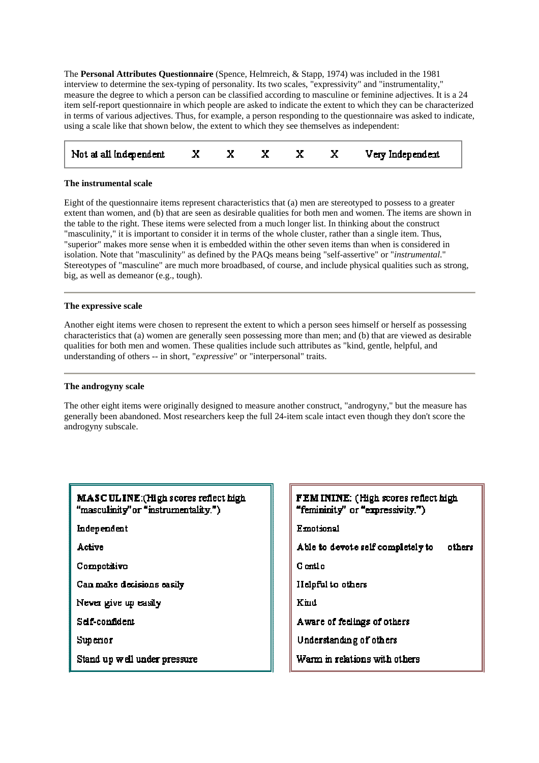The **Personal Attributes Questionnaire** (Spence, Helmreich, & Stapp, 1974) was included in the 1981 interview to determine the sex-typing of personality. Its two scales, "expressivity" and "instrumentality," measure the degree to which a person can be classified according to masculine or feminine adjectives. It is a 24 item self-report questionnaire in which people are asked to indicate the extent to which they can be characterized in terms of various adjectives. Thus, for example, a person responding to the questionnaire was asked to indicate, using a scale like that shown below, the extent to which they see themselves as independent:

| Not at all Independent | X | X | X | X | X | Very Independent |
|---|---|---|---|---|---|---|

**The instrumental scale**

Eight of the questionnaire items represent characteristics that (a) men are stereotyped to possess to a greater extent than women, and (b) that are seen as desirable qualities for both men and women. The items are shown in the table to the right. These items were selected from a much longer list. In thinking about the construct "masculinity," it is important to consider it in terms of the whole cluster, rather than a single item. Thus, "superior" makes more sense when it is embedded within the other seven items than when is considered in isolation. Note that "masculinity" as defined by the PAQs means being "self-assertive" or "*instrumental*." Stereotypes of "masculine" are much more broadbased, of course, and include physical qualities such as strong, big, as well as demeanor (e.g., tough).

---

**The expressive scale**

Another eight items were chosen to represent the extent to which a person sees himself or herself as possessing characteristics that (a) women are generally seen possessing more than men; and (b) that are viewed as desirable qualities for both men and women. These qualities include such attributes as "kind, gentle, helpful, and understanding of others -- in short, "*expressive*" or "interpersonal" traits.

---

**The androgyny scale**

The other eight items were originally designed to measure another construct, "androgyny," but the measure has generally been abandoned. Most researchers keep the full 24-item scale intact even though they don't score the androgyny subscale.

| **MASCULINE**:(High scores reflect high "masculinity" or "instrumentality.") | **FEMININE**: (High scores reflect high "femininity" or "expressivity.") |
|---|---|
| Independent | Emotional |
| Active | Able to devote self completely to others |
| Competitive | Gentle |
| Can make decisions easily | Helpful to others |
| Never give up easily | Kind |
| Self-confident | Aware of feelings of others |
| Superior | Understanding of others |
| Stand up well under pressure | Warm in relations with others |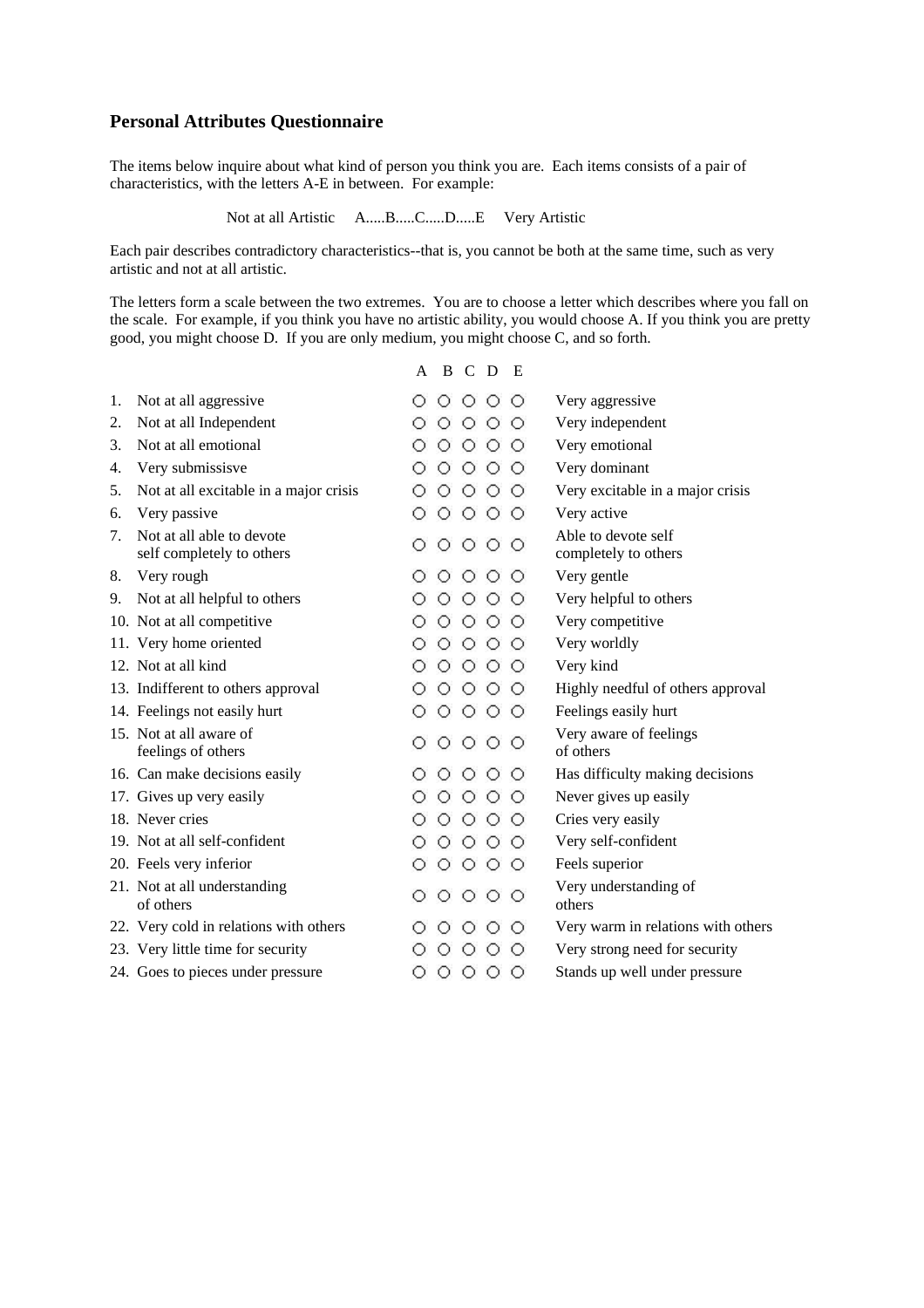## Personal Attributes Questionnaire

The items below inquire about what kind of person you think you are. Each items consists of a pair of characteristics, with the letters A-E in between. For example:

Not at all Artistic A.....B.....C.....D.....E Very Artistic

Each pair describes contradictory characteristics--that is, you cannot be both at the same time, such as very artistic and not at all artistic.

The letters form a scale between the two extremes. You are to choose a letter which describes where you fall on the scale. For example, if you think you have no artistic ability, you would choose A. If you think you are pretty good, you might choose D. If you are only medium, you might choose C, and so forth.

| | | A | B | C | D | E | |
|---|---|---|---|---|---|---|---|
| 1. | Not at all aggressive | ○ | ○ | ○ | ○ | ○ | Very aggressive |
| 2. | Not at all Independent | ○ | ○ | ○ | ○ | ○ | Very independent |
| 3. | Not at all emotional | ○ | ○ | ○ | ○ | ○ | Very emotional |
| 4. | Very submissisve | ○ | ○ | ○ | ○ | ○ | Very dominant |
| 5. | Not at all excitable in a major crisis | ○ | ○ | ○ | ○ | ○ | Very excitable in a major crisis |
| 6. | Very passive | ○ | ○ | ○ | ○ | ○ | Very active |
| 7. | Not at all able to devote self completely to others | ○ | ○ | ○ | ○ | ○ | Able to devote self completely to others |
| 8. | Very rough | ○ | ○ | ○ | ○ | ○ | Very gentle |
| 9. | Not at all helpful to others | ○ | ○ | ○ | ○ | ○ | Very helpful to others |
| 10. | Not at all competitive | ○ | ○ | ○ | ○ | ○ | Very competitive |
| 11. | Very home oriented | ○ | ○ | ○ | ○ | ○ | Very worldly |
| 12. | Not at all kind | ○ | ○ | ○ | ○ | ○ | Very kind |
| 13. | Indifferent to others approval | ○ | ○ | ○ | ○ | ○ | Highly needful of others approval |
| 14. | Feelings not easily hurt | ○ | ○ | ○ | ○ | ○ | Feelings easily hurt |
| 15. | Not at all aware of feelings of others | ○ | ○ | ○ | ○ | ○ | Very aware of feelings of others |
| 16. | Can make decisions easily | ○ | ○ | ○ | ○ | ○ | Has difficulty making decisions |
| 17. | Gives up very easily | ○ | ○ | ○ | ○ | ○ | Never gives up easily |
| 18. | Never cries | ○ | ○ | ○ | ○ | ○ | Cries very easily |
| 19. | Not at all self-confident | ○ | ○ | ○ | ○ | ○ | Very self-confident |
| 20. | Feels very inferior | ○ | ○ | ○ | ○ | ○ | Feels superior |
| 21. | Not at all understanding of others | ○ | ○ | ○ | ○ | ○ | Very understanding of others |
| 22. | Very cold in relations with others | ○ | ○ | ○ | ○ | ○ | Very warm in relations with others |
| 23. | Very little time for security | ○ | ○ | ○ | ○ | ○ | Very strong need for security |
| 24. | Goes to pieces under pressure | ○ | ○ | ○ | ○ | ○ | Stands up well under pressure |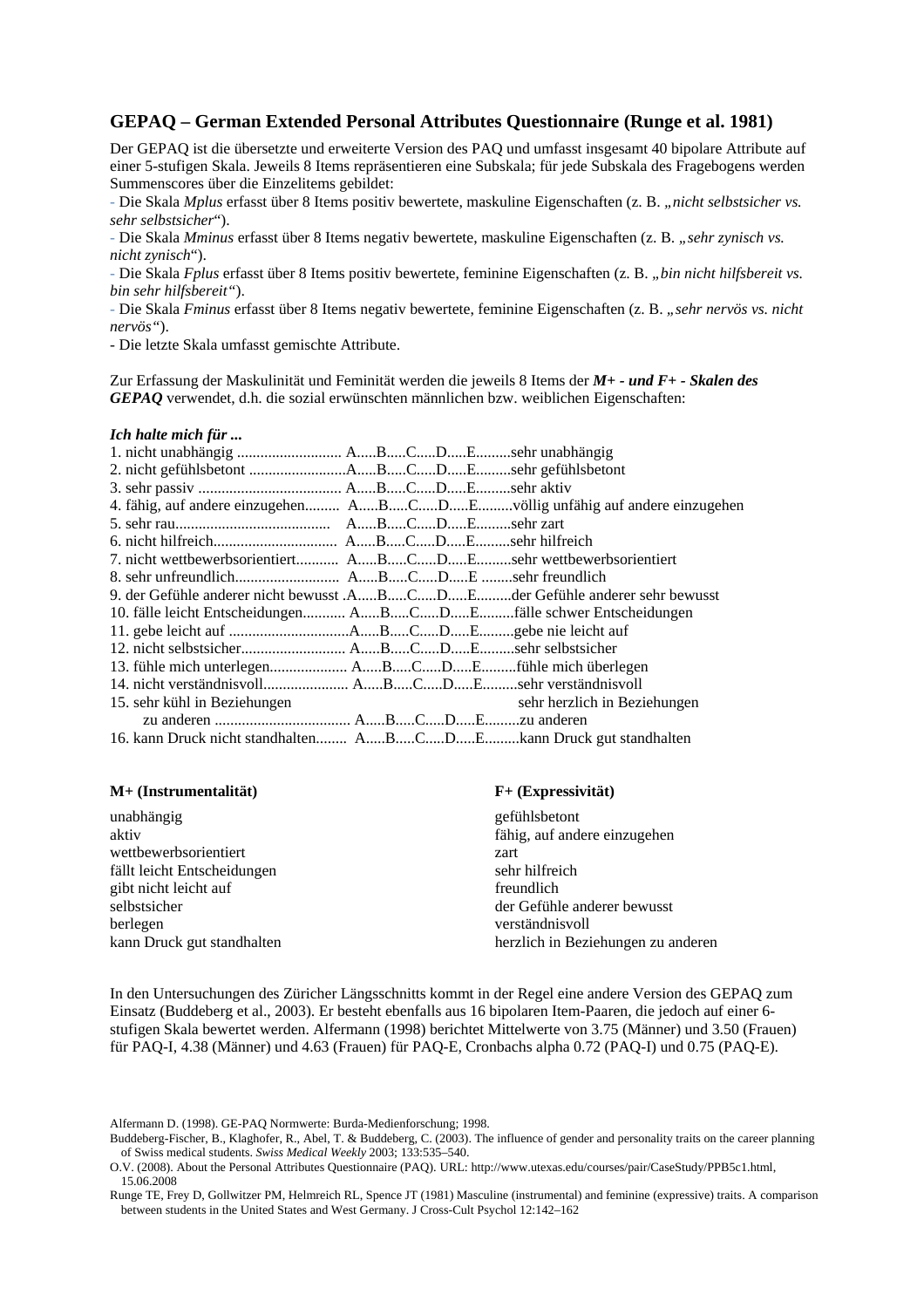## GEPAQ – German Extended Personal Attributes Questionnaire (Runge et al. 1981)

Der GEPAQ ist die übersetzte und erweiterte Version des PAQ und umfasst insgesamt 40 bipolare Attribute auf einer 5-stufigen Skala. Jeweils 8 Items repräsentieren eine Subskala; für jede Subskala des Fragebogens werden Summenscores über die Einzelitems gebildet:

- Die Skala *Mplus* erfasst über 8 Items positiv bewertete, maskuline Eigenschaften (z. B. „*nicht selbstsicher vs. sehr selbstsicher*“).
- Die Skala *Mminus* erfasst über 8 Items negativ bewertete, maskuline Eigenschaften (z. B. „*sehr zynisch vs. nicht zynisch*“).
- Die Skala *Fplus* erfasst über 8 Items positiv bewertete, feminine Eigenschaften (z. B. „*bin nicht hilfsbereit vs. bin sehr hilfsbereit*“).
- Die Skala *Fminus* erfasst über 8 Items negativ bewertete, feminine Eigenschaften (z. B. „*sehr nervös vs. nicht nervös*“).
- Die letzte Skala umfasst gemischte Attribute.

Zur Erfassung der Maskulinität und Feminität werden die jeweils 8 Items der ***M+ - und F+ - Skalen des GEPAQ*** verwendet, d.h. die sozial erwünschten männlichen bzw. weiblichen Eigenschaften:

***Ich halte mich für ...***

1. nicht unabhängig ........................... A.....B.....C.....D.....E.........sehr unabhängig
2. nicht gefühlsbetont .........................A.....B.....C.....D.....E.........sehr gefühlsbetont
3. sehr passiv ..................................... A.....B.....C.....D.....E.........sehr aktiv
4. fähig, auf andere einzugehen......... A.....B.....C.....D.....E.........völlig unfähig auf andere einzugehen
5. sehr rau........................................ A.....B.....C.....D.....E.........sehr zart
6. nicht hilfreich................................ A.....B.....C.....D.....E.........sehr hilfreich
7. nicht wettbewerbsorientiert........... A.....B.....C.....D.....E.........sehr wettbewerbsorientiert
8. sehr unfreundlich........................... A.....B.....C.....D.....E ........sehr freundlich
9. der Gefühle anderer nicht bewusst .A.....B.....C.....D.....E.........der Gefühle anderer sehr bewusst
10. fälle leicht Entscheidungen........... A.....B.....C.....D.....E.........fälle schwer Entscheidungen
11. gebe leicht auf ...............................A.....B.....C.....D.....E.........gebe nie leicht auf
12. nicht selbstsicher........................... A.....B.....C.....D.....E.........sehr selbstsicher
13. fühle mich unterlegen.................... A.....B.....C.....D.....E.........fühle mich überlegen
14. nicht verständnisvoll...................... A.....B.....C.....D.....E.........sehr verständnisvoll
15. sehr kühl in Beziehungen zu anderen ................................... A.....B.....C.....D.....E.........sehr herzlich in Beziehungen zu anderen
16. kann Druck nicht standhalten........ A.....B.....C.....D.....E.........kann Druck gut standhalten

| **M+ (Instrumentalität)** | **F+ (Expressivität)** |
|---|---|
| unabhängig | gefühlsbetont |
| aktiv | fähig, auf andere einzugehen |
| wettbewerbsorientiert | zart |
| fällt leicht Entscheidungen | sehr hilfreich |
| gibt nicht leicht auf | freundlich |
| selbstsicher | der Gefühle anderer bewusst |
| berlegen | verständnisvoll |
| kann Druck gut standhalten | herzlich in Beziehungen zu anderen |

In den Untersuchungen des Züricher Längsschnitts kommt in der Regel eine andere Version des GEPAQ zum Einsatz (Buddeberg et al., 2003). Er besteht ebenfalls aus 16 bipolaren Item-Paaren, die jedoch auf einer 6-stufigen Skala bewertet werden. Alfermann (1998) berichtet Mittelwerte von 3.75 (Männer) und 3.50 (Frauen) für PAQ-I, 4.38 (Männer) und 4.63 (Frauen) für PAQ-E, Cronbachs alpha 0.72 (PAQ-I) und 0.75 (PAQ-E).

Alfermann D. (1998). GE-PAQ Normwerte: Burda-Medienforschung; 1998.

Buddeberg-Fischer, B., Klaghofer, R., Abel, T. & Buddeberg, C. (2003). The influence of gender and personality traits on the career planning of Swiss medical students. *Swiss Medical Weekly* 2003; 133:535–540.

O.V. (2008). About the Personal Attributes Questionnaire (PAQ). URL: http://www.utexas.edu/courses/pair/CaseStudy/PPB5c1.html, 15.06.2008

Runge TE, Frey D, Gollwitzer PM, Helmreich RL, Spence JT (1981) Masculine (instrumental) and feminine (expressive) traits. A comparison between students in the United States and West Germany. J Cross-Cult Psychol 12:142–162